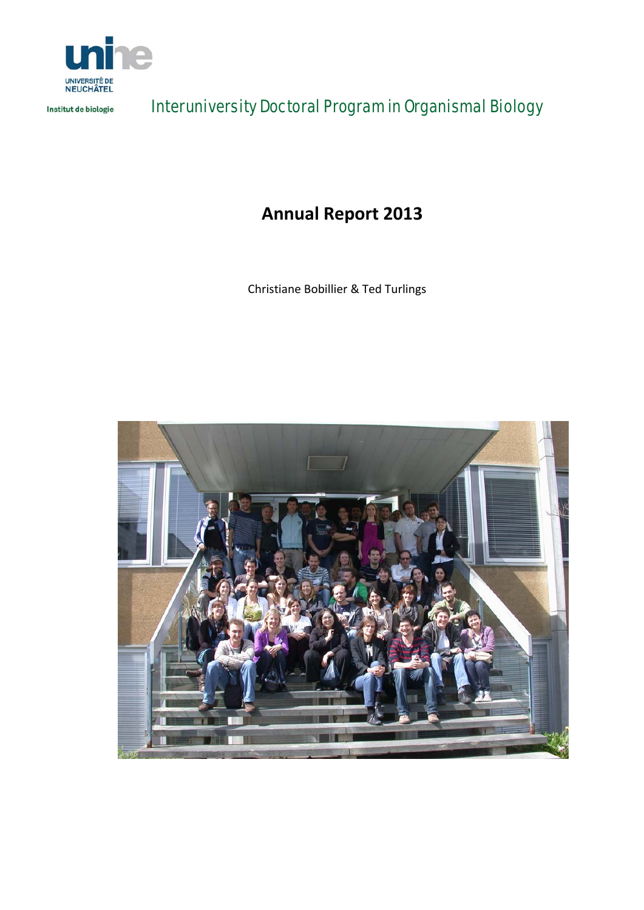UNIVERSITÉ DE NEUCHÂTEL

Institut de biologie

Interuniversity Doctoral Program in Organismal Biology

# Annual Report 2013

Christiane Bobillier & Ted Turlings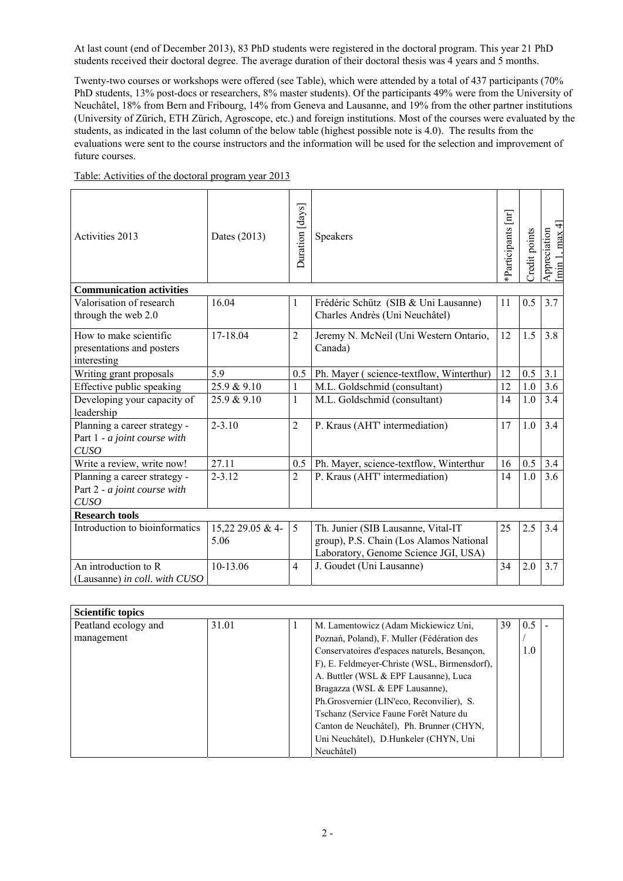At last count (end of December 2013), 83 PhD students were registered in the doctoral program. This year 21 PhD students received their doctoral degree. The average duration of their doctoral thesis was 4 years and 5 months.

Twenty-two courses or workshops were offered (see Table), which were attended by a total of 437 participants (70% PhD students, 13% post-docs or researchers, 8% master students). Of the participants 49% were from the University of Neuchâtel, 18% from Bern and Fribourg, 14% from Geneva and Lausanne, and 19% from the other partner institutions (University of Zürich, ETH Zürich, Agroscope, etc.) and foreign institutions. Most of the courses were evaluated by the students, as indicated in the last column of the below table (highest possible note is 4.0). The results from the evaluations were sent to the course instructors and the information will be used for the selection and improvement of future courses.

Table: Activities of the doctoral program year 2013

| Activities 2013 | Dates (2013) | Duration [days] | Speakers | *Participants [nr] | Credit points | Appreciation [min 1, max 4] |
|---|---|---|---|---|---|---|
| **Communication activities** | | | | | | |
| Valorisation of research through the web 2.0 | 16.04 | 1 | Frédéric Schütz (SIB & Uni Lausanne) Charles Andrès (Uni Neuchâtel) | 11 | 0.5 | 3.7 |
| How to make scientific presentations and posters interesting | 17-18.04 | 2 | Jeremy N. McNeil (Uni Western Ontario, Canada) | 12 | 1.5 | 3.8 |
| Writing grant proposals | 5.9 | 0.5 | Ph. Mayer ( science-textflow, Winterthur) | 12 | 0.5 | 3.1 |
| Effective public speaking | 25.9 & 9.10 | 1 | M.L. Goldschmid (consultant) | 12 | 1.0 | 3.6 |
| Developing your capacity of leadership | 25.9 & 9.10 | 1 | M.L. Goldschmid (consultant) | 14 | 1.0 | 3.4 |
| Planning a career strategy - Part 1 - *a joint course with CUSO* | 2-3.10 | 2 | P. Kraus (AHT' intermediation) | 17 | 1.0 | 3.4 |
| Write a review, write now! | 27.11 | 0.5 | Ph. Mayer, science-textflow, Winterthur | 16 | 0.5 | 3.4 |
| Planning a career strategy - Part 2 - *a joint course with CUSO* | 2-3.12 | 2 | P. Kraus (AHT' intermediation) | 14 | 1.0 | 3.6 |
| **Research tools** | | | | | | |
| Introduction to bioinformatics | 15,22 29.05 & 4-5.06 | 5 | Th. Junier (SIB Lausanne, Vital-IT group), P.S. Chain (Los Alamos National Laboratory, Genome Science JGI, USA) | 25 | 2.5 | 3.4 |
| An introduction to R (Lausanne) *in coll. with CUSO* | 10-13.06 | 4 | J. Goudet (Uni Lausanne) | 34 | 2.0 | 3.7 |
| **Scientific topics** | | | | | | |
| Peatland ecology and management | 31.01 | 1 | M. Lamentowicz (Adam Mickiewicz Uni, Poznań, Poland), F. Muller (Fédération des Conservatoires d'espaces naturels, Besançon, F), E. Feldmeyer-Christe (WSL, Birmensdorf), A. Buttler (WSL & EPF Lausanne), Luca Bragazza (WSL & EPF Lausanne), Ph.Grosvernier (LIN'eco, Reconvilier), S. Tschanz (Service Faune Forêt Nature du Canton de Neuchâtel), Ph. Brunner (CHYN, Uni Neuchâtel), D.Hunkeler (CHYN, Uni Neuchâtel) | 39 | 0.5 / 1.0 | - |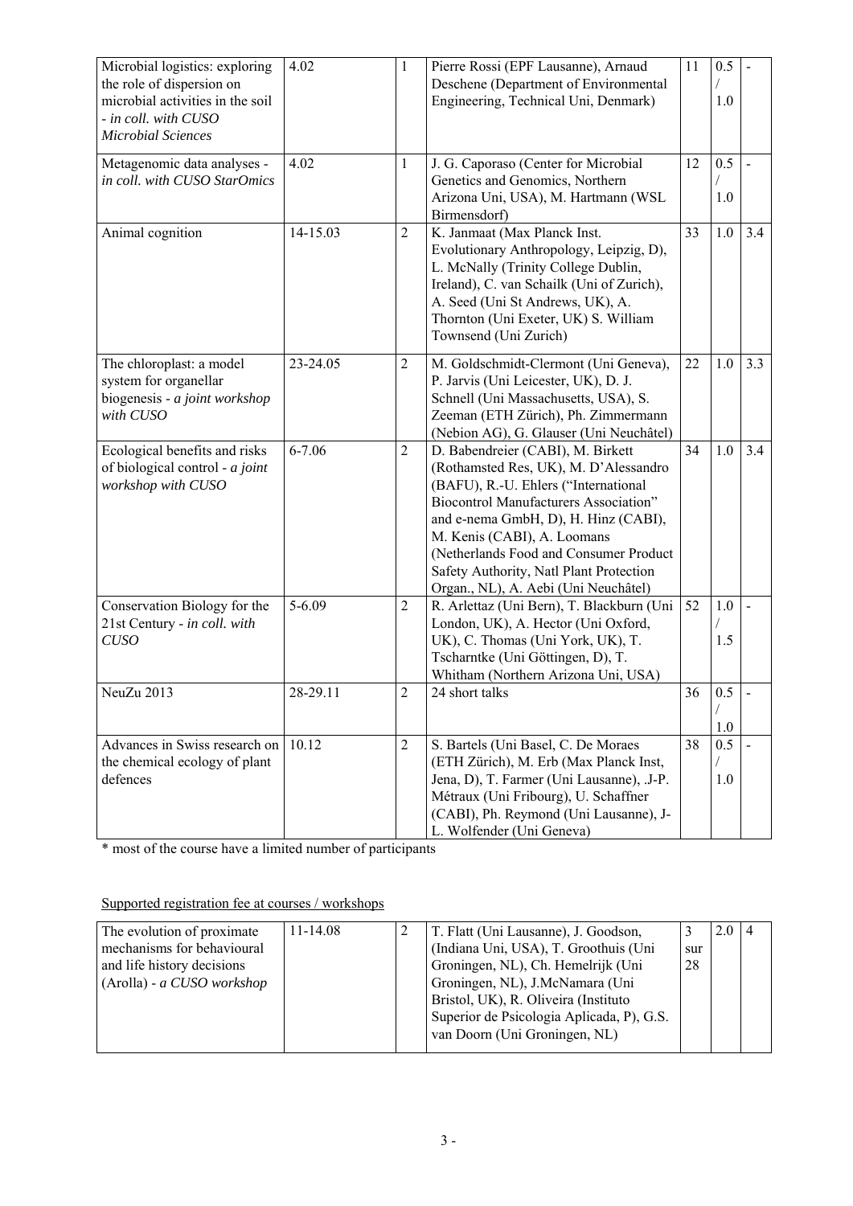| | | | | | | |
|---|---|---|---|---|---|---|
| Microbial logistics: exploring the role of dispersion on microbial activities in the soil - *in coll. with CUSO Microbial Sciences* | 4.02 | 1 | Pierre Rossi (EPF Lausanne), Arnaud Deschene (Department of Environmental Engineering, Technical Uni, Denmark) | 11 | 0.5 / 1.0 | - |
| Metagenomic data analyses - *in coll. with CUSO StarOmics* | 4.02 | 1 | J. G. Caporaso (Center for Microbial Genetics and Genomics, Northern Arizona Uni, USA), M. Hartmann (WSL Birmensdorf) | 12 | 0.5 / 1.0 | - |
| Animal cognition | 14-15.03 | 2 | K. Janmaat (Max Planck Inst. Evolutionary Anthropology, Leipzig, D), L. McNally (Trinity College Dublin, Ireland), C. van Schailk (Uni of Zurich), A. Seed (Uni St Andrews, UK), A. Thornton (Uni Exeter, UK) S. William Townsend (Uni Zurich) | 33 | 1.0 | 3.4 |
| The chloroplast: a model system for organellar biogenesis - *a joint workshop with CUSO* | 23-24.05 | 2 | M. Goldschmidt-Clermont (Uni Geneva), P. Jarvis (Uni Leicester, UK), D. J. Schnell (Uni Massachusetts, USA), S. Zeeman (ETH Zürich), Ph. Zimmermann (Nebion AG), G. Glauser (Uni Neuchâtel) | 22 | 1.0 | 3.3 |
| Ecological benefits and risks of biological control - *a joint workshop with CUSO* | 6-7.06 | 2 | D. Babendreier (CABI), M. Birkett (Rothamsted Res, UK), M. D'Alessandro (BAFU), R.-U. Ehlers ("International Biocontrol Manufacturers Association" and e-nema GmbH, D), H. Hinz (CABI), M. Kenis (CABI), A. Loomans (Netherlands Food and Consumer Product Safety Authority, Natl Plant Protection Organ., NL), A. Aebi (Uni Neuchâtel) | 34 | 1.0 | 3.4 |
| Conservation Biology for the 21st Century - *in coll. with CUSO* | 5-6.09 | 2 | R. Arlettaz (Uni Bern), T. Blackburn (Uni London, UK), A. Hector (Uni Oxford, UK), C. Thomas (Uni York, UK), T. Tscharntke (Uni Göttingen, D), T. Whitham (Northern Arizona Uni, USA) | 52 | 1.0 / 1.5 | - |
| NeuZu 2013 | 28-29.11 | 2 | 24 short talks | 36 | 0.5 / 1.0 | - |
| Advances in Swiss research on the chemical ecology of plant defences | 10.12 | 2 | S. Bartels (Uni Basel, C. De Moraes (ETH Zürich), M. Erb (Max Planck Inst, Jena, D), T. Farmer (Uni Lausanne), .J-P. Métraux (Uni Fribourg), U. Schaffner (CABI), Ph. Reymond (Uni Lausanne), J-L. Wolfender (Uni Geneva) | 38 | 0.5 / 1.0 | - |

* most of the course have a limited number of participants

Supported registration fee at courses / workshops

| | | | | | | |
|---|---|---|---|---|---|---|
| The evolution of proximate mechanisms for behavioural and life history decisions (Arolla) - *a CUSO workshop* | 11-14.08 | 2 | T. Flatt (Uni Lausanne), J. Goodson, (Indiana Uni, USA), T. Groothuis (Uni Groningen, NL), Ch. Hemelrijk (Uni Groningen, NL), J.McNamara (Uni Bristol, UK), R. Oliveira (Instituto Superior de Psicologia Aplicada, P), G.S. van Doorn (Uni Groningen, NL) | 3 sur 28 | 2.0 | 4 |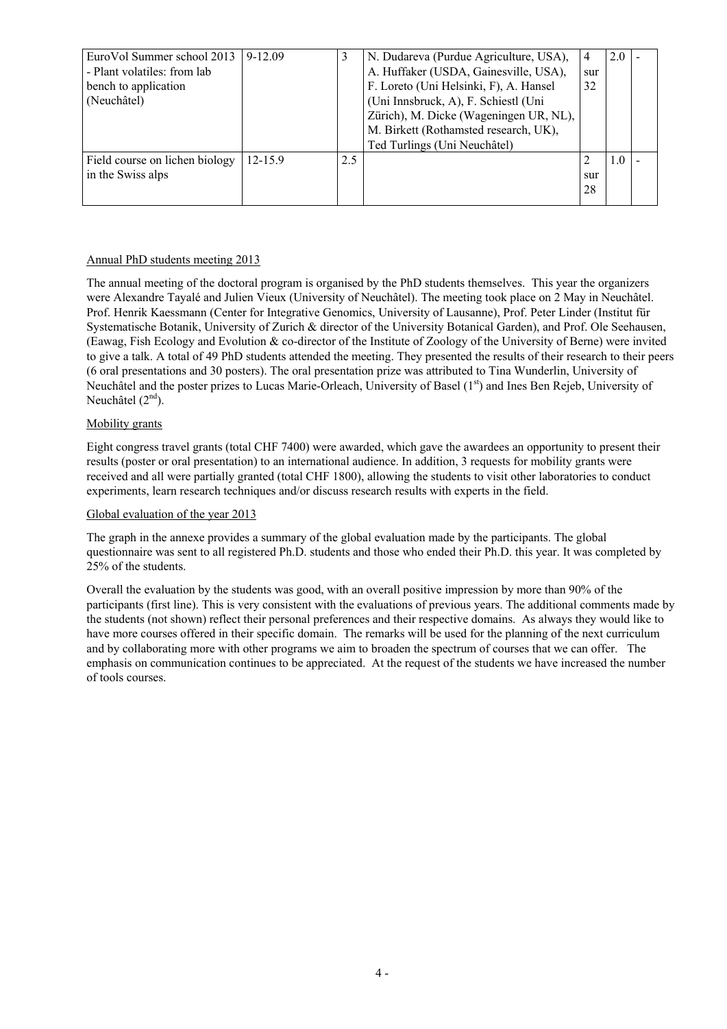| EuroVol Summer school 2013 - Plant volatiles: from lab bench to application (Neuchâtel) | 9-12.09 | 3 | N. Dudareva (Purdue Agriculture, USA), A. Huffaker (USDA, Gainesville, USA), F. Loreto (Uni Helsinki, F), A. Hansel (Uni Innsbruck, A), F. Schiestl (Uni Zürich), M. Dicke (Wageningen UR, NL), M. Birkett (Rothamsted research, UK), Ted Turlings (Uni Neuchâtel) | 4 sur 32 | 2.0 | - |
|---|---|---|---|---|---|---|
| Field course on lichen biology in the Swiss alps | 12-15.9 | 2.5 | | 2 sur 28 | 1.0 | - |

Annual PhD students meeting 2013

The annual meeting of the doctoral program is organised by the PhD students themselves. This year the organizers were Alexandre Tayalé and Julien Vieux (University of Neuchâtel). The meeting took place on 2 May in Neuchâtel. Prof. Henrik Kaessmann (Center for Integrative Genomics, University of Lausanne), Prof. Peter Linder (Institut für Systematische Botanik, University of Zurich & director of the University Botanical Garden), and Prof. Ole Seehausen, (Eawag, Fish Ecology and Evolution & co-director of the Institute of Zoology of the University of Berne) were invited to give a talk. A total of 49 PhD students attended the meeting. They presented the results of their research to their peers (6 oral presentations and 30 posters). The oral presentation prize was attributed to Tina Wunderlin, University of Neuchâtel and the poster prizes to Lucas Marie-Orleach, University of Basel (1st) and Ines Ben Rejeb, University of Neuchâtel (2nd).

Mobility grants

Eight congress travel grants (total CHF 7400) were awarded, which gave the awardees an opportunity to present their results (poster or oral presentation) to an international audience. In addition, 3 requests for mobility grants were received and all were partially granted (total CHF 1800), allowing the students to visit other laboratories to conduct experiments, learn research techniques and/or discuss research results with experts in the field.

Global evaluation of the year 2013

The graph in the annexe provides a summary of the global evaluation made by the participants. The global questionnaire was sent to all registered Ph.D. students and those who ended their Ph.D. this year. It was completed by 25% of the students.

Overall the evaluation by the students was good, with an overall positive impression by more than 90% of the participants (first line). This is very consistent with the evaluations of previous years. The additional comments made by the students (not shown) reflect their personal preferences and their respective domains. As always they would like to have more courses offered in their specific domain. The remarks will be used for the planning of the next curriculum and by collaborating more with other programs we aim to broaden the spectrum of courses that we can offer. The emphasis on communication continues to be appreciated. At the request of the students we have increased the number of tools courses.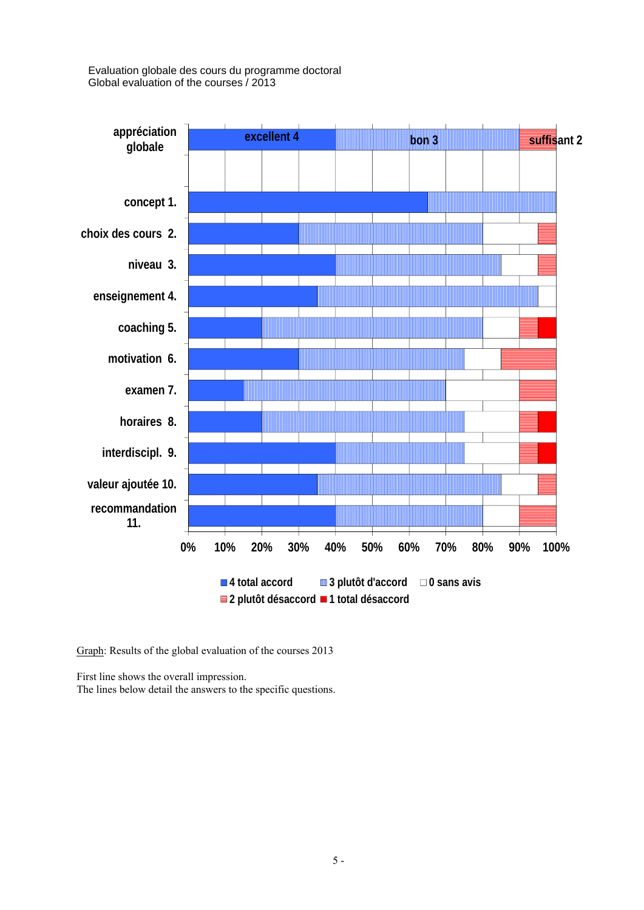Evaluation globale des cours du programme doctoral
Global evaluation of the courses / 2013

appréciation globale

excellent 4

bon 3

suffisant 2

concept 1.

choix des cours 2.

niveau 3.

enseignement 4.

coaching 5.

motivation 6.

examen 7.

horaires 8.

interdiscipl. 9.

valeur ajoutée 10.

recommandation 11.

0% 10% 20% 30% 40% 50% 60% 70% 80% 90% 100%

4 total accord
3 plutôt d'accord
0 sans avis
2 plutôt désaccord
1 total désaccord

Graph: Results of the global evaluation of the courses 2013

First line shows the overall impression.
The lines below detail the answers to the specific questions.